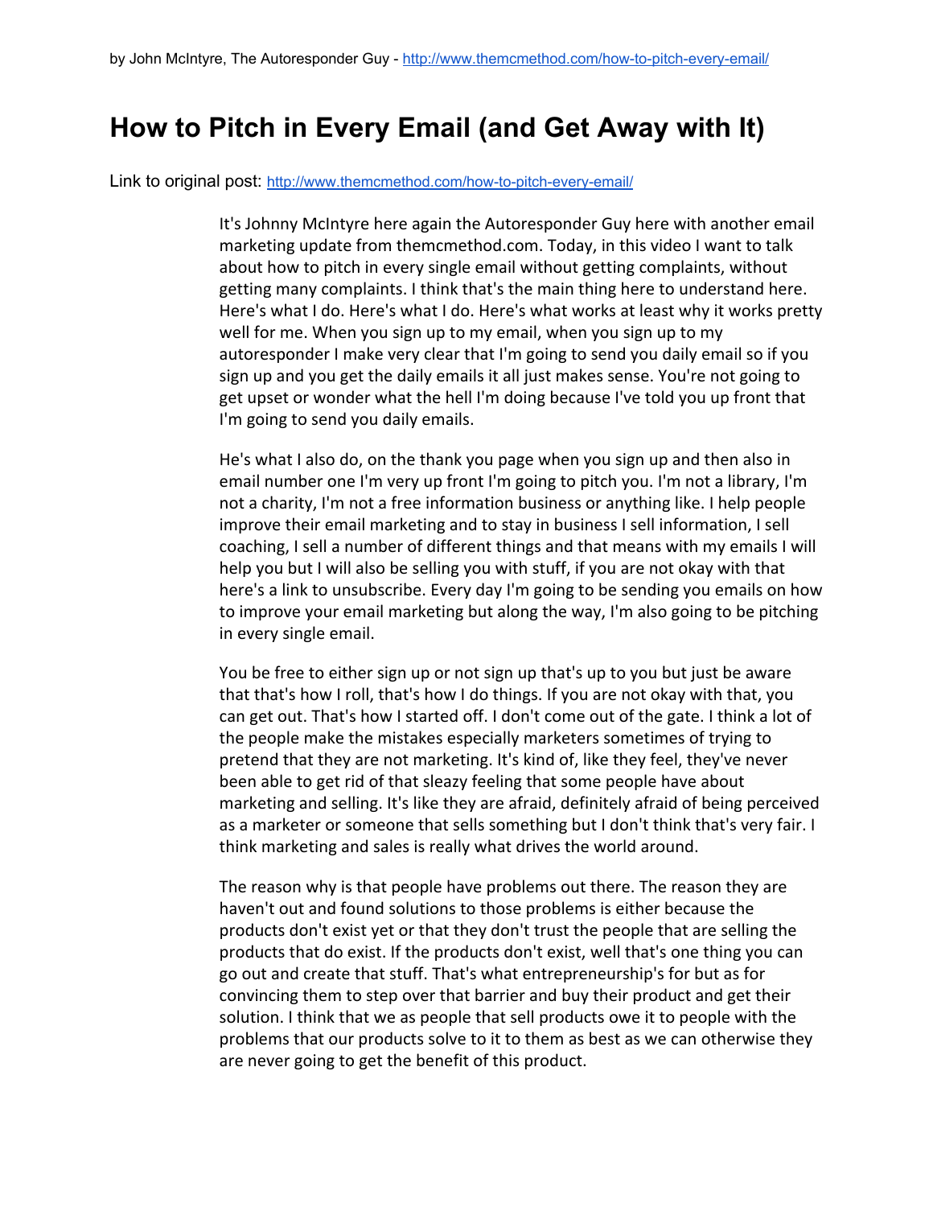by John McIntyre, The Autoresponder Guy - http://www.themcmethod.com/how-to-pitch-every-email/

# How to Pitch in Every Email (and Get Away with It)

Link to original post: http://www.themcmethod.com/how-to-pitch-every-email/

It's Johnny McIntyre here again the Autoresponder Guy here with another email marketing update from themcmethod.com. Today, in this video I want to talk about how to pitch in every single email without getting complaints, without getting many complaints. I think that's the main thing here to understand here. Here's what I do. Here's what I do. Here's what works at least why it works pretty well for me. When you sign up to my email, when you sign up to my autoresponder I make very clear that I'm going to send you daily email so if you sign up and you get the daily emails it all just makes sense. You're not going to get upset or wonder what the hell I'm doing because I've told you up front that I'm going to send you daily emails.

He's what I also do, on the thank you page when you sign up and then also in email number one I'm very up front I'm going to pitch you. I'm not a library, I'm not a charity, I'm not a free information business or anything like. I help people improve their email marketing and to stay in business I sell information, I sell coaching, I sell a number of different things and that means with my emails I will help you but I will also be selling you with stuff, if you are not okay with that here's a link to unsubscribe. Every day I'm going to be sending you emails on how to improve your email marketing but along the way, I'm also going to be pitching in every single email.

You be free to either sign up or not sign up that's up to you but just be aware that that's how I roll, that's how I do things. If you are not okay with that, you can get out. That's how I started off. I don't come out of the gate. I think a lot of the people make the mistakes especially marketers sometimes of trying to pretend that they are not marketing. It's kind of, like they feel, they've never been able to get rid of that sleazy feeling that some people have about marketing and selling. It's like they are afraid, definitely afraid of being perceived as a marketer or someone that sells something but I don't think that's very fair. I think marketing and sales is really what drives the world around.

The reason why is that people have problems out there. The reason they are haven't out and found solutions to those problems is either because the products don't exist yet or that they don't trust the people that are selling the products that do exist. If the products don't exist, well that's one thing you can go out and create that stuff. That's what entrepreneurship's for but as for convincing them to step over that barrier and buy their product and get their solution. I think that we as people that sell products owe it to people with the problems that our products solve to it to them as best as we can otherwise they are never going to get the benefit of this product.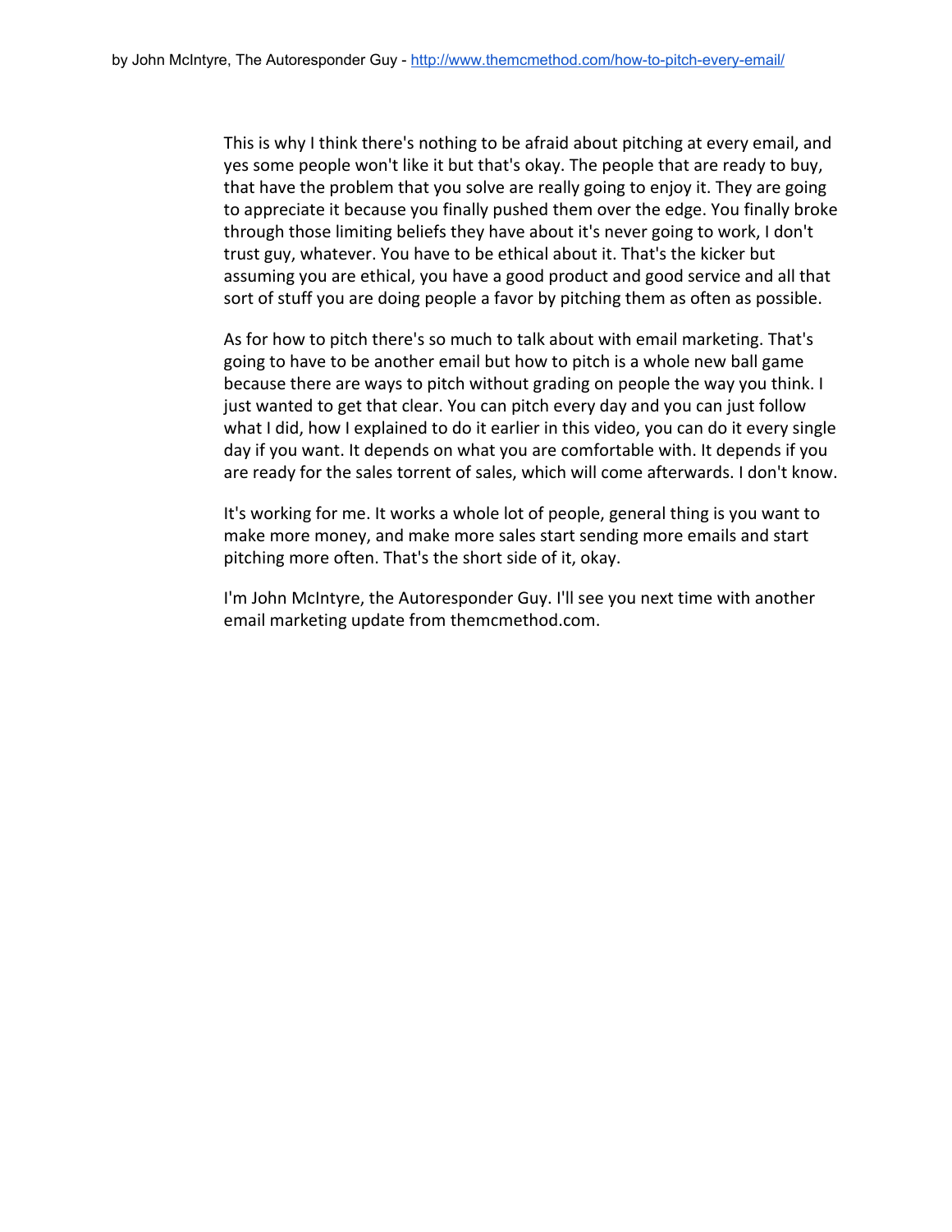This is why I think there's nothing to be afraid about pitching at every email, and yes some people won't like it but that's okay. The people that are ready to buy, that have the problem that you solve are really going to enjoy it. They are going to appreciate it because you finally pushed them over the edge. You finally broke through those limiting beliefs they have about it's never going to work, I don't trust guy, whatever. You have to be ethical about it. That's the kicker but assuming you are ethical, you have a good product and good service and all that sort of stuff you are doing people a favor by pitching them as often as possible.

As for how to pitch there's so much to talk about with email marketing. That's going to have to be another email but how to pitch is a whole new ball game because there are ways to pitch without grading on people the way you think. I just wanted to get that clear. You can pitch every day and you can just follow what I did, how I explained to do it earlier in this video, you can do it every single day if you want. It depends on what you are comfortable with. It depends if you are ready for the sales torrent of sales, which will come afterwards. I don't know.

It's working for me. It works a whole lot of people, general thing is you want to make more money, and make more sales start sending more emails and start pitching more often. That's the short side of it, okay.

I'm John McIntyre, the Autoresponder Guy. I'll see you next time with another email marketing update from themcmethod.com.